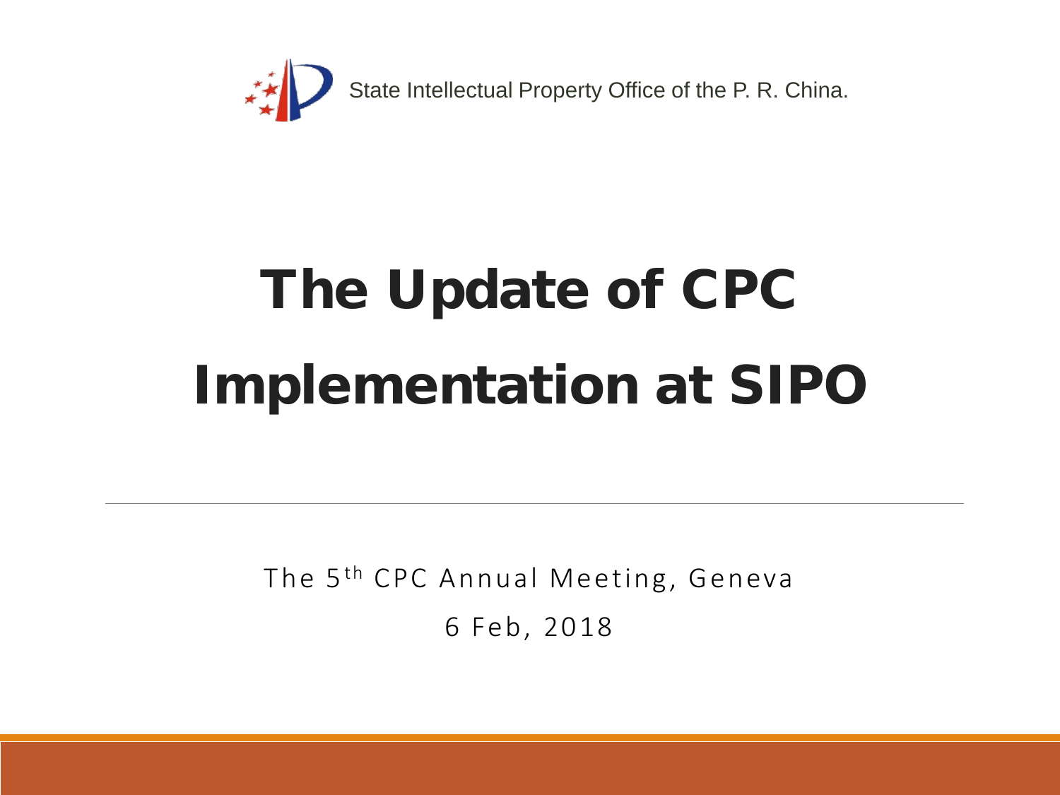State Intellectual Property Office of the P. R. China.

# The Update of CPC Implementation at SIPO

The 5th CPC Annual Meeting, Geneva

6 Feb, 2018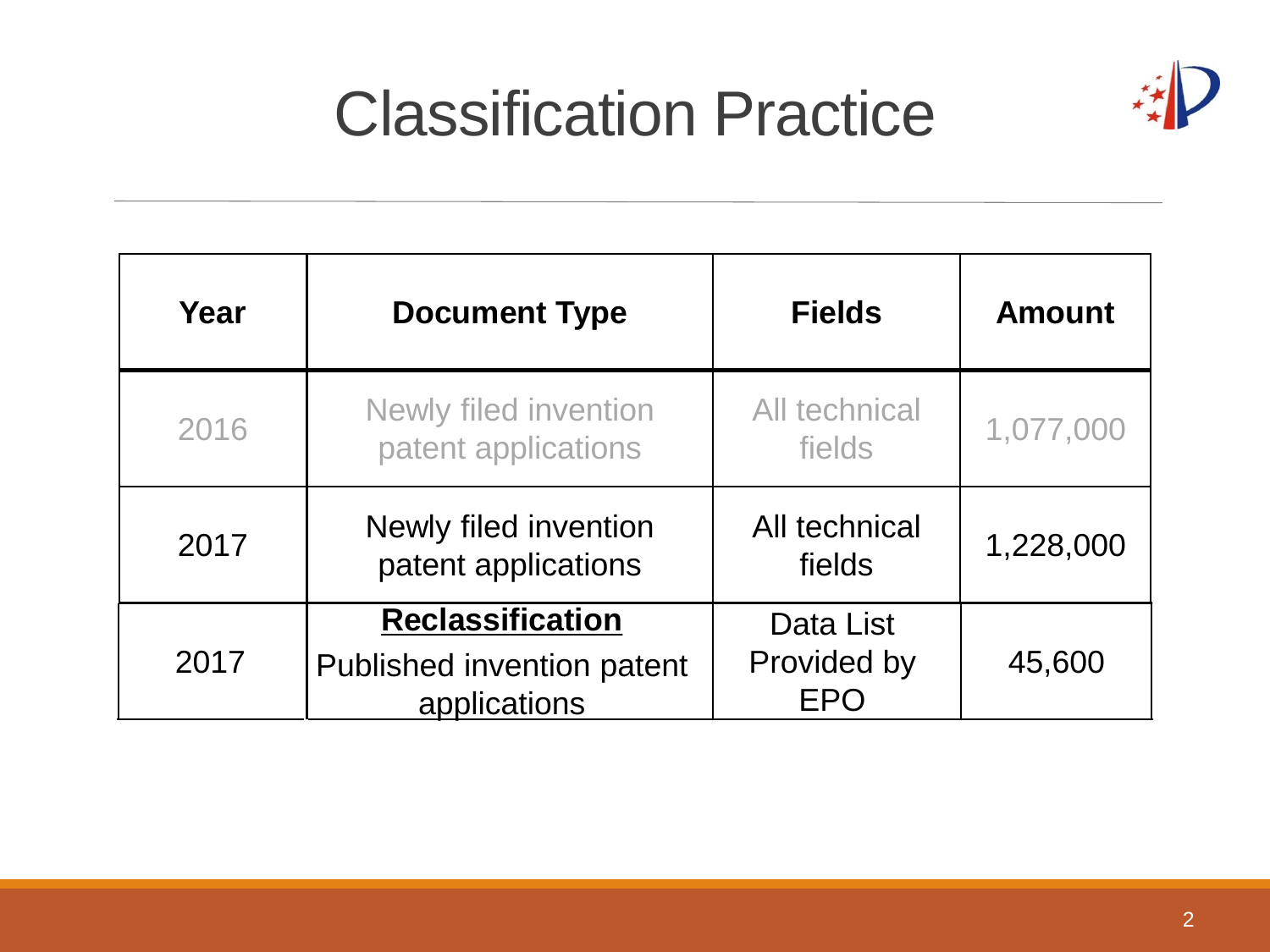# Classification Practice

| Year | Document Type | Fields | Amount |
|---|---|---|---|
| 2016 | Newly filed invention patent applications | All technical fields | 1,077,000 |
| 2017 | Newly filed invention patent applications | All technical fields | 1,228,000 |
| 2017 | **Reclassification** Published invention patent applications | Data List Provided by EPO | 45,600 |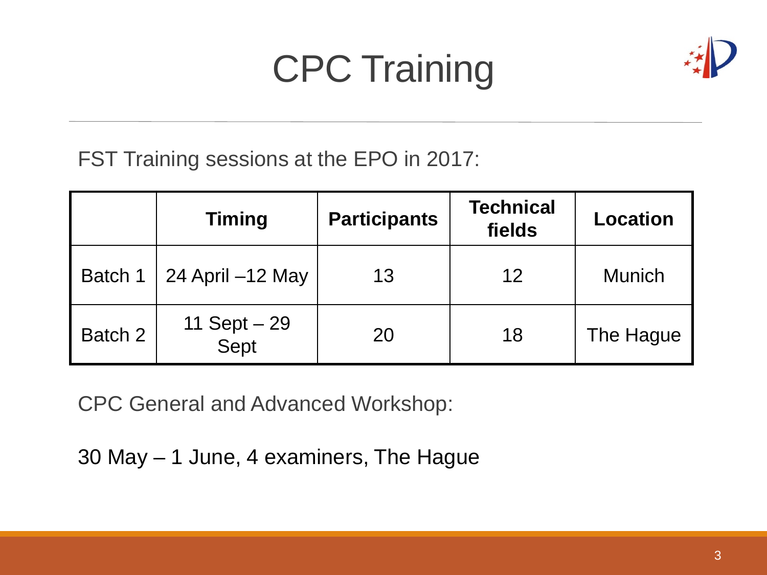# CPC Training

FST Training sessions at the EPO in 2017:

| | Timing | Participants | Technical fields | Location |
|---|---|---|---|---|
| Batch 1 | 24 April –12 May | 13 | 12 | Munich |
| Batch 2 | 11 Sept – 29 Sept | 20 | 18 | The Hague |

CPC General and Advanced Workshop:

30 May – 1 June, 4 examiners, The Hague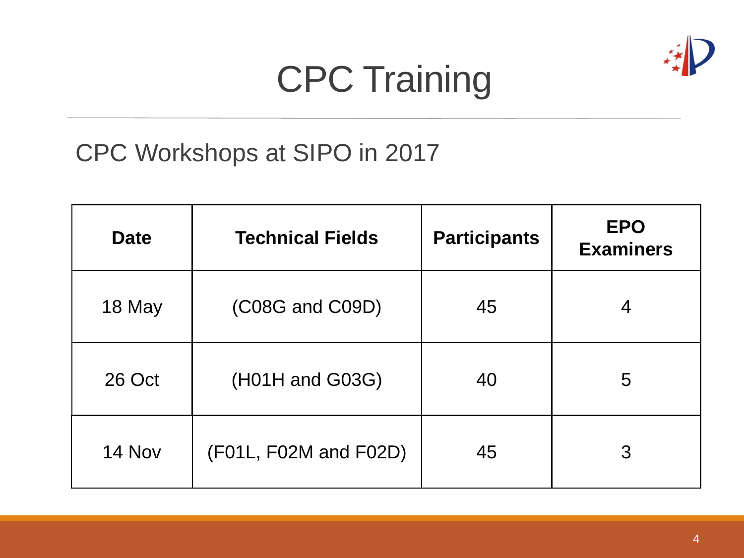# CPC Training

## CPC Workshops at SIPO in 2017

| Date | Technical Fields | Participants | EPO Examiners |
|---|---|---|---|
| 18 May | (C08G and C09D) | 45 | 4 |
| 26 Oct | (H01H and G03G) | 40 | 5 |
| 14 Nov | (F01L, F02M and F02D) | 45 | 3 |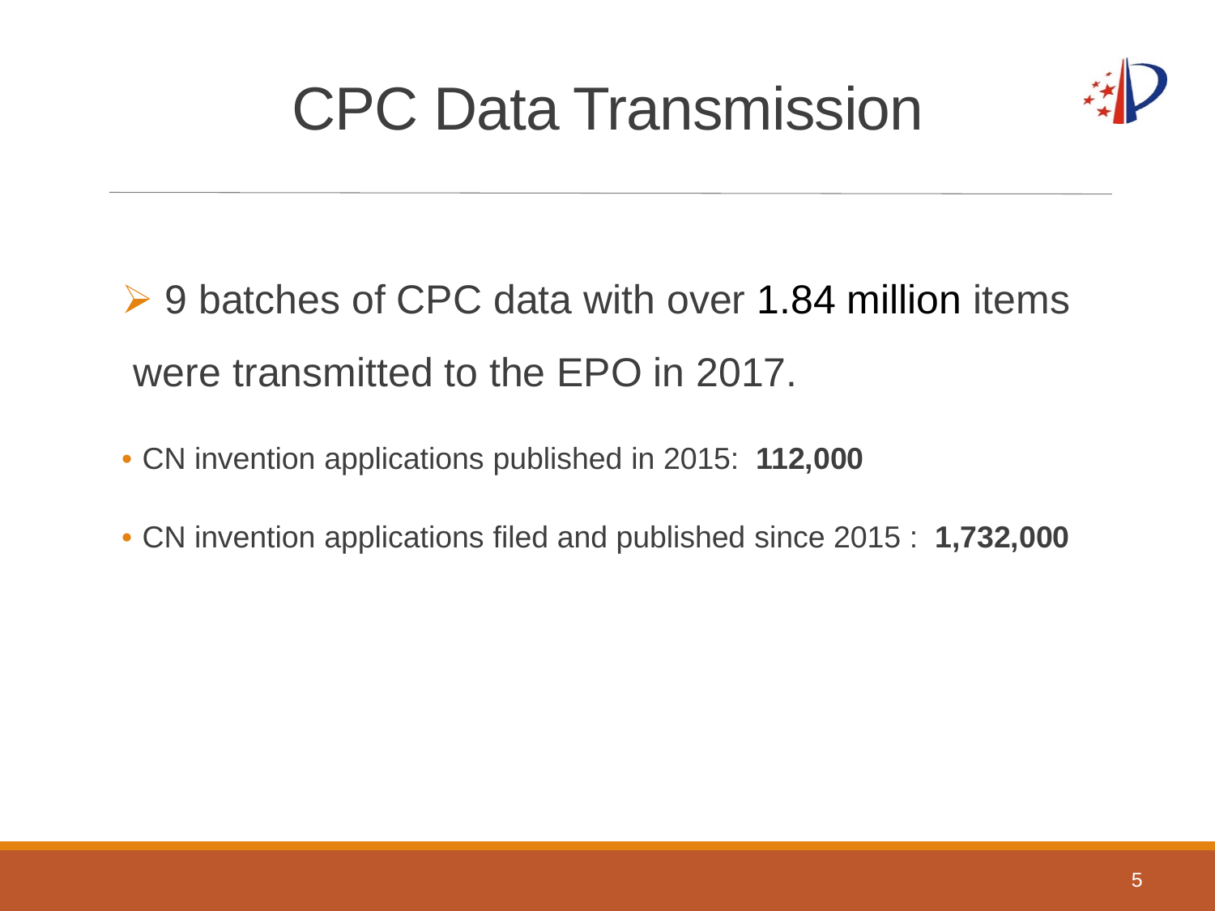# CPC Data Transmission

- 9 batches of CPC data with over 1.84 million items were transmitted to the EPO in 2017.
  - CN invention applications published in 2015: **112,000**
  - CN invention applications filed and published since 2015 : **1,732,000**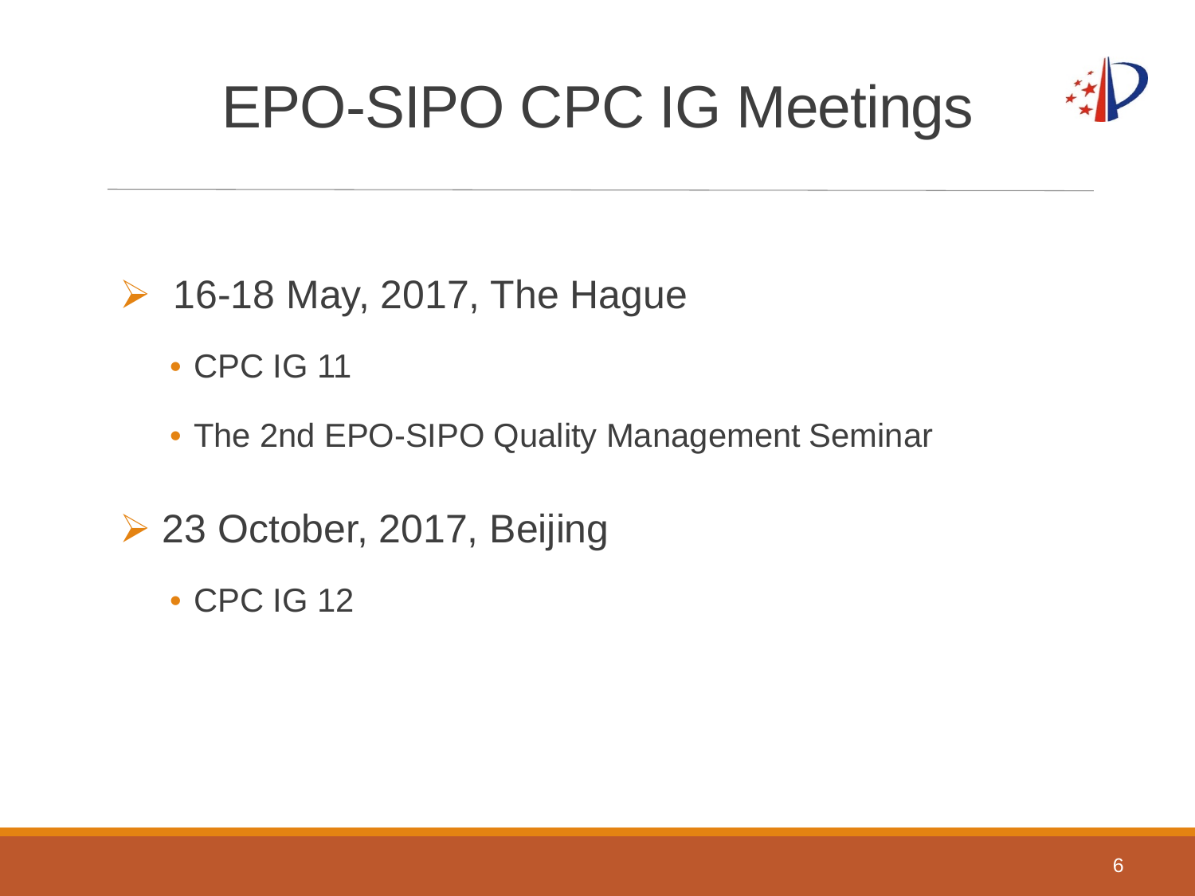# EPO-SIPO CPC IG Meetings

- 16-18 May, 2017, The Hague
  - CPC IG 11
  - The 2nd EPO-SIPO Quality Management Seminar
- 23 October, 2017, Beijing
  - CPC IG 12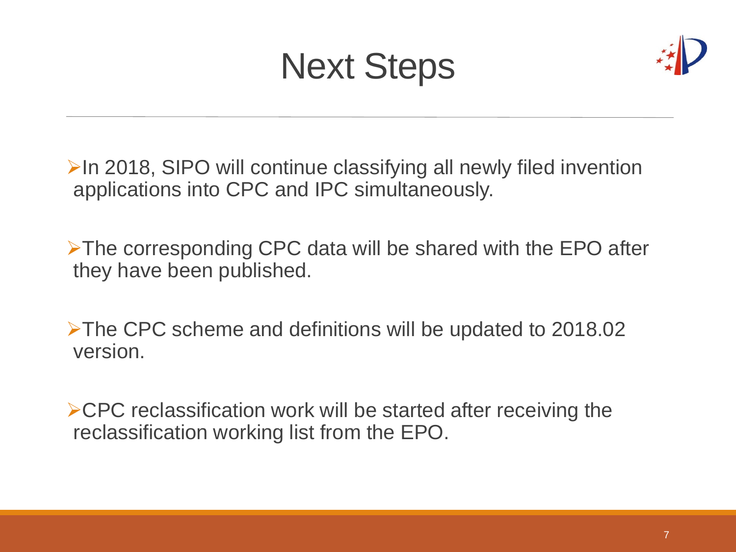# Next Steps

- In 2018, SIPO will continue classifying all newly filed invention applications into CPC and IPC simultaneously.
- The corresponding CPC data will be shared with the EPO after they have been published.
- The CPC scheme and definitions will be updated to 2018.02 version.
- CPC reclassification work will be started after receiving the reclassification working list from the EPO.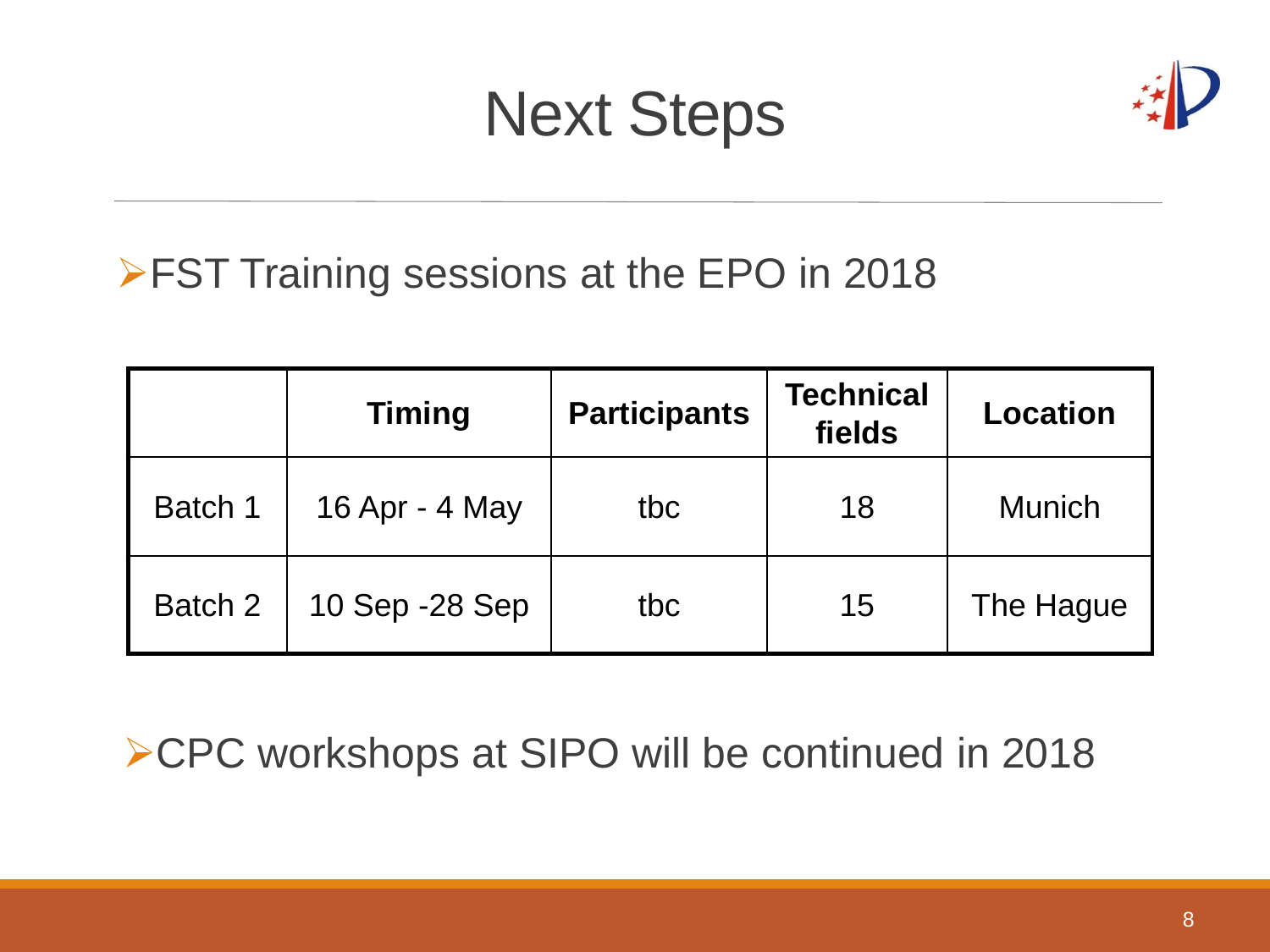# Next Steps

- FST Training sessions at the EPO in 2018

| | Timing | Participants | Technical fields | Location |
|---|---|---|---|---|
| Batch 1 | 16 Apr - 4 May | tbc | 18 | Munich |
| Batch 2 | 10 Sep -28 Sep | tbc | 15 | The Hague |

- CPC workshops at SIPO will be continued in 2018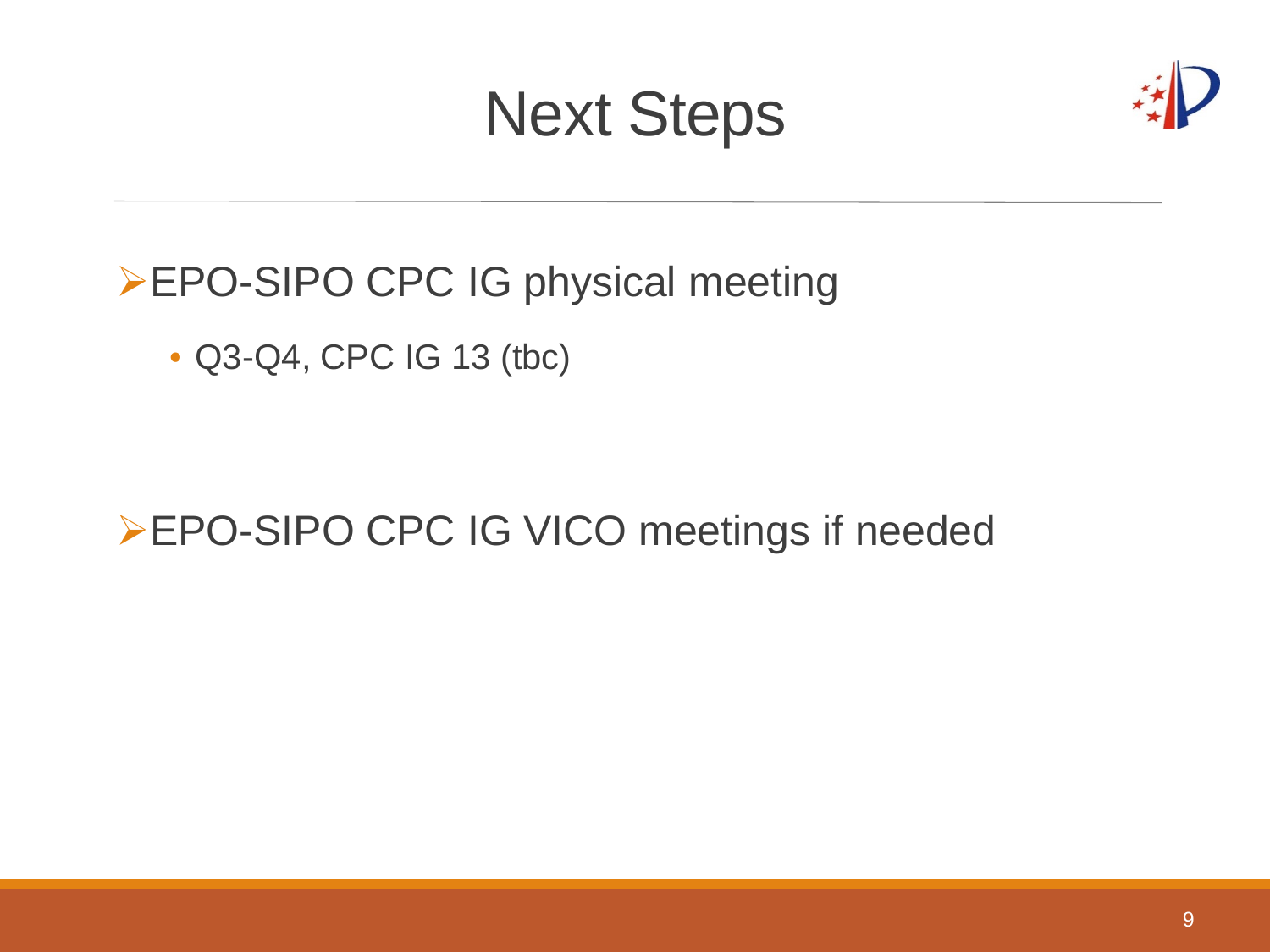# Next Steps

- EPO-SIPO CPC IG physical meeting
  - Q3-Q4, CPC IG 13 (tbc)

- EPO-SIPO CPC IG VICO meetings if needed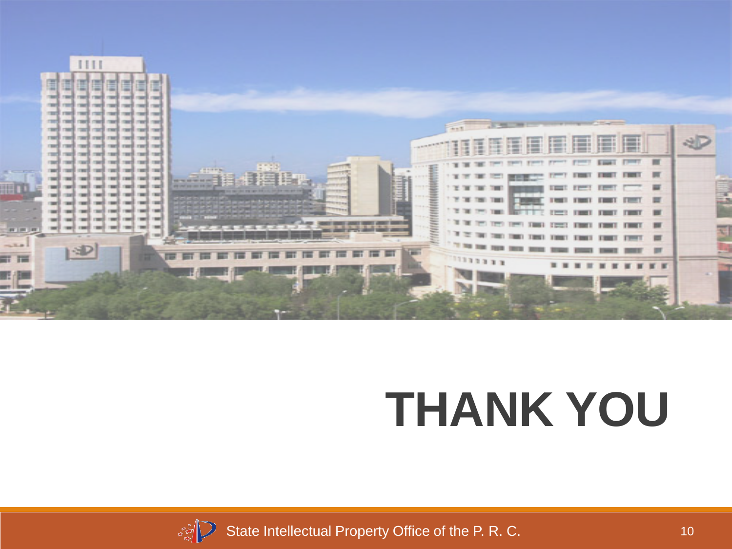# THANK YOU